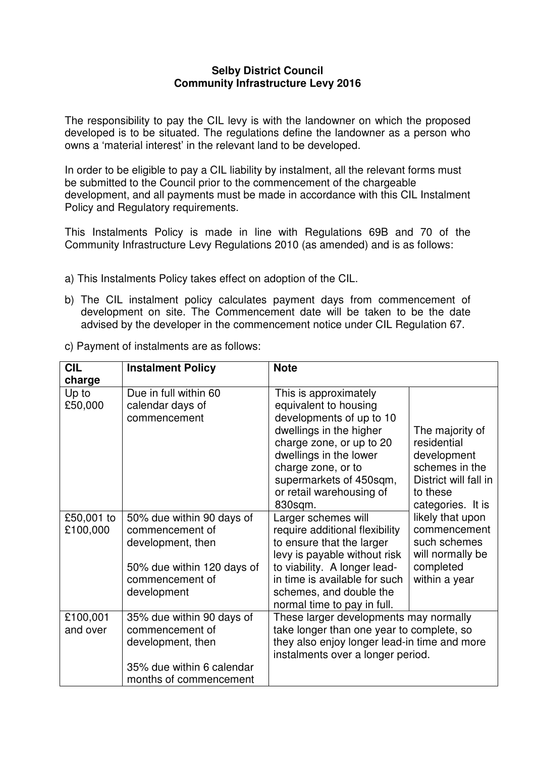**Selby District Council**
**Community Infrastructure Levy 2016**

The responsibility to pay the CIL levy is with the landowner on which the proposed developed is to be situated. The regulations define the landowner as a person who owns a 'material interest' in the relevant land to be developed.

In order to be eligible to pay a CIL liability by instalment, all the relevant forms must be submitted to the Council prior to the commencement of the chargeable development, and all payments must be made in accordance with this CIL Instalment Policy and Regulatory requirements.

This Instalments Policy is made in line with Regulations 69B and 70 of the Community Infrastructure Levy Regulations 2010 (as amended) and is as follows:

a) This Instalments Policy takes effect on adoption of the CIL.

b) The CIL instalment policy calculates payment days from commencement of development on site. The Commencement date will be taken to be the date advised by the developer in the commencement notice under CIL Regulation 67.

c) Payment of instalments are as follows:

| CIL charge | Instalment Policy | Note | |
|---|---|---|---|
| Up to £50,000 | Due in full within 60 calendar days of commencement | This is approximately equivalent to housing developments of up to 10 dwellings in the higher charge zone, or up to 20 dwellings in the lower charge zone, or to supermarkets of 450sqm, or retail warehousing of 830sqm. | The majority of residential development schemes in the District will fall in to these categories. It is likely that upon commencement such schemes will normally be completed within a year |
| £50,001 to £100,000 | 50% due within 90 days of commencement of development, then<br><br>50% due within 120 days of commencement of development | Larger schemes will require additional flexibility to ensure that the larger levy is payable without risk to viability. A longer lead-in time is available for such schemes, and double the normal time to pay in full. | |
| £100,001 and over | 35% due within 90 days of commencement of development, then<br><br>35% due within 6 calendar months of commencement | These larger developments may normally take longer than one year to complete, so they also enjoy longer lead-in time and more instalments over a longer period. | |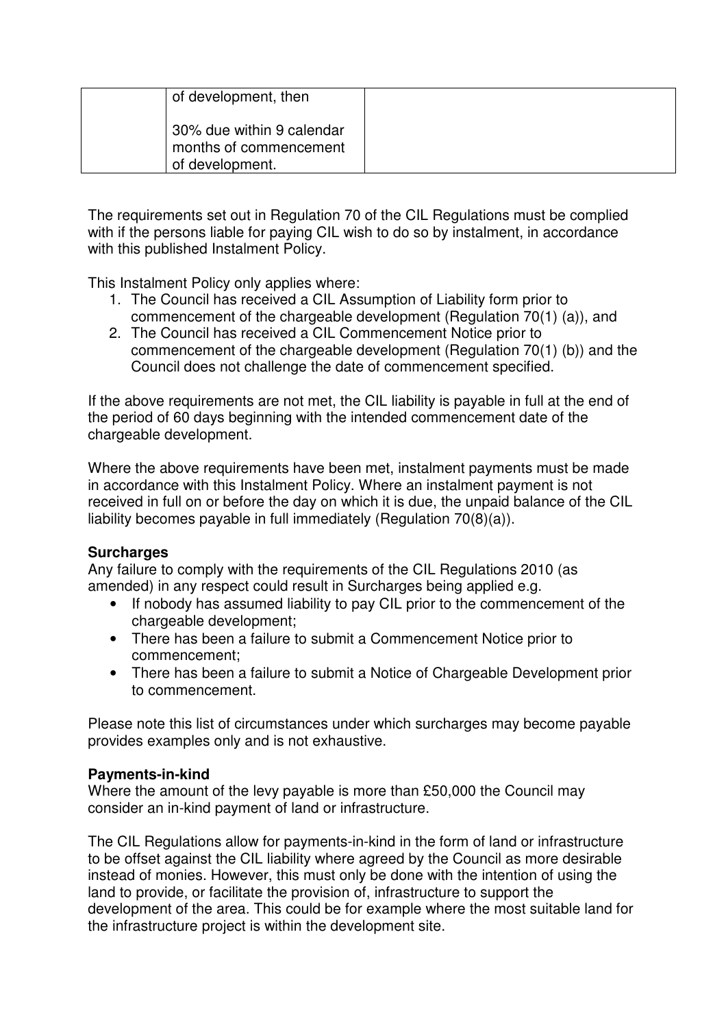|  | of development, then<br><br>30% due within 9 calendar months of commencement of development. |  |
|---|---|---|

The requirements set out in Regulation 70 of the CIL Regulations must be complied with if the persons liable for paying CIL wish to do so by instalment, in accordance with this published Instalment Policy.

This Instalment Policy only applies where:

1. The Council has received a CIL Assumption of Liability form prior to commencement of the chargeable development (Regulation 70(1) (a)), and
2. The Council has received a CIL Commencement Notice prior to commencement of the chargeable development (Regulation 70(1) (b)) and the Council does not challenge the date of commencement specified.

If the above requirements are not met, the CIL liability is payable in full at the end of the period of 60 days beginning with the intended commencement date of the chargeable development.

Where the above requirements have been met, instalment payments must be made in accordance with this Instalment Policy. Where an instalment payment is not received in full on or before the day on which it is due, the unpaid balance of the CIL liability becomes payable in full immediately (Regulation 70(8)(a)).

**Surcharges**

Any failure to comply with the requirements of the CIL Regulations 2010 (as amended) in any respect could result in Surcharges being applied e.g.

- If nobody has assumed liability to pay CIL prior to the commencement of the chargeable development;
- There has been a failure to submit a Commencement Notice prior to commencement;
- There has been a failure to submit a Notice of Chargeable Development prior to commencement.

Please note this list of circumstances under which surcharges may become payable provides examples only and is not exhaustive.

**Payments-in-kind**

Where the amount of the levy payable is more than £50,000 the Council may consider an in-kind payment of land or infrastructure.

The CIL Regulations allow for payments-in-kind in the form of land or infrastructure to be offset against the CIL liability where agreed by the Council as more desirable instead of monies. However, this must only be done with the intention of using the land to provide, or facilitate the provision of, infrastructure to support the development of the area. This could be for example where the most suitable land for the infrastructure project is within the development site.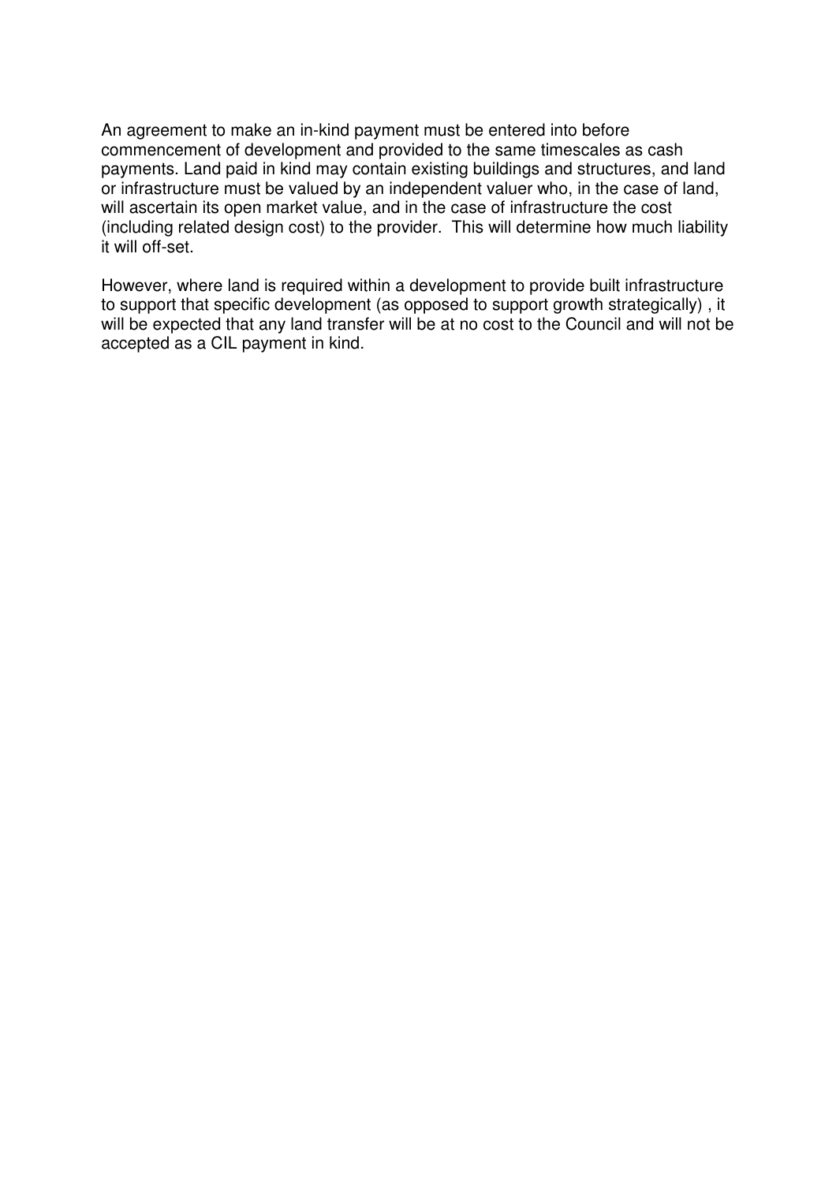An agreement to make an in-kind payment must be entered into before commencement of development and provided to the same timescales as cash payments. Land paid in kind may contain existing buildings and structures, and land or infrastructure must be valued by an independent valuer who, in the case of land, will ascertain its open market value, and in the case of infrastructure the cost (including related design cost) to the provider. This will determine how much liability it will off-set.

However, where land is required within a development to provide built infrastructure to support that specific development (as opposed to support growth strategically) , it will be expected that any land transfer will be at no cost to the Council and will not be accepted as a CIL payment in kind.